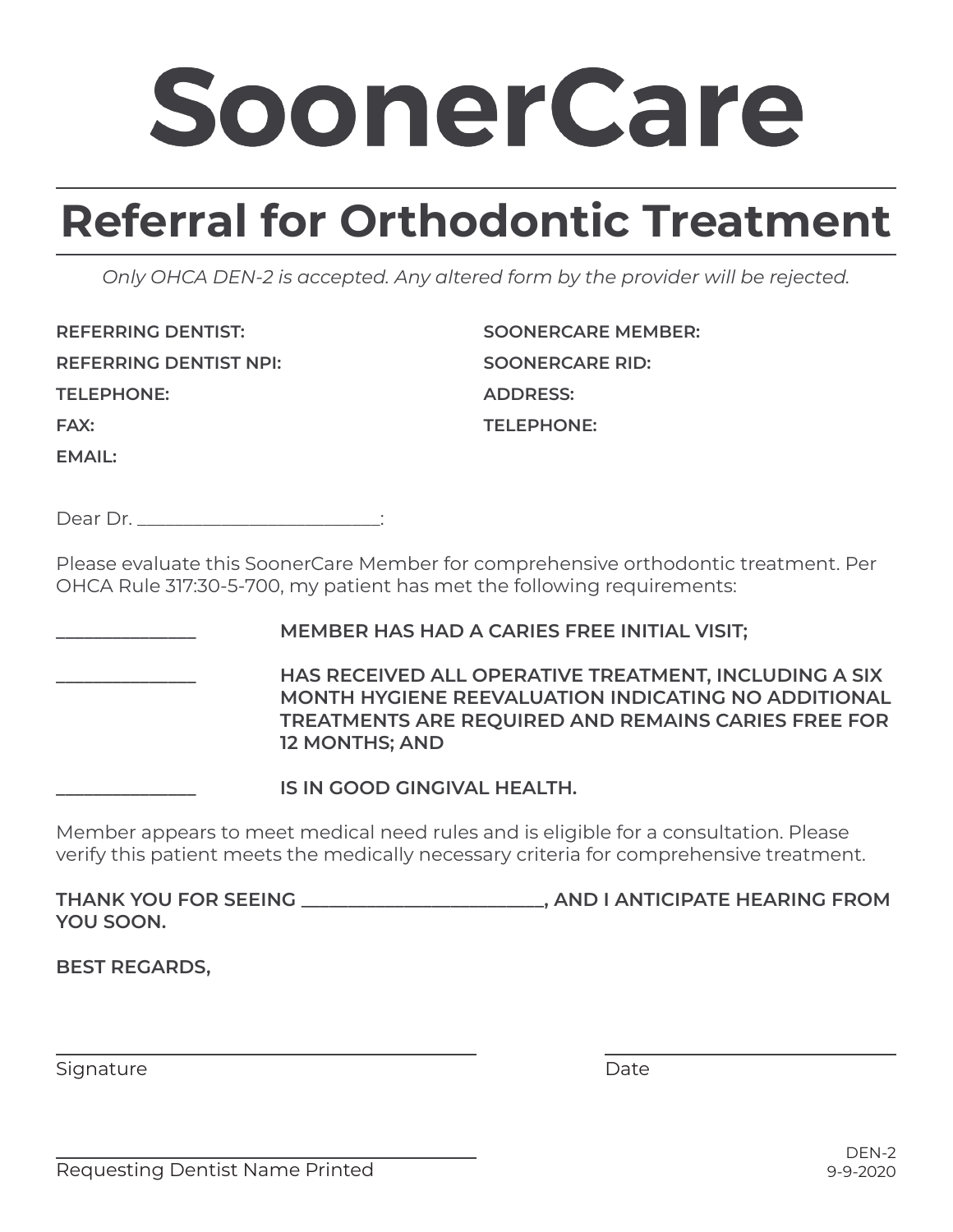# SoonerCare

## Referral for Orthodontic Treatment

*Only OHCA DEN-2 is accepted. Any altered form by the provider will be rejected.*

**REFERRING DENTIST:**

**REFERRING DENTIST NPI:**

**TELEPHONE:**

**FAX:**

**EMAIL:**

**SOONERCARE MEMBER:**

**SOONERCARE RID:**

**ADDRESS:**

**TELEPHONE:**

Dear Dr. ___________________________:

Please evaluate this SoonerCare Member for comprehensive orthodontic treatment. Per OHCA Rule 317:30-5-700, my patient has met the following requirements:

_______________ **MEMBER HAS HAD A CARIES FREE INITIAL VISIT;**

_______________ **HAS RECEIVED ALL OPERATIVE TREATMENT, INCLUDING A SIX MONTH HYGIENE REEVALUATION INDICATING NO ADDITIONAL TREATMENTS ARE REQUIRED AND REMAINS CARIES FREE FOR 12 MONTHS; AND**

_______________ **IS IN GOOD GINGIVAL HEALTH.**

Member appears to meet medical need rules and is eligible for a consultation. Please verify this patient meets the medically necessary criteria for comprehensive treatment.

**THANK YOU FOR SEEING ___________________________, AND I ANTICIPATE HEARING FROM YOU SOON.**

**BEST REGARDS,**

_______________________________________ Signature

_______________________________ Date

_______________________________________ Requesting Dentist Name Printed

DEN-2
9-9-2020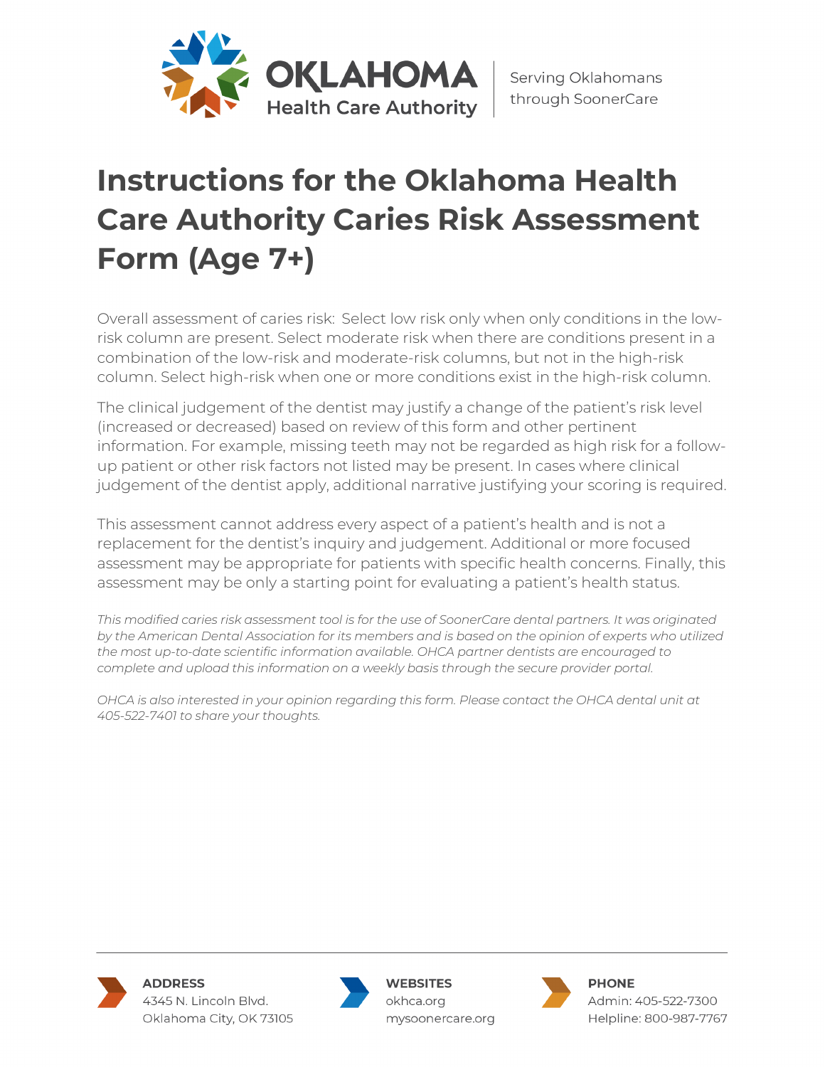# Instructions for the Oklahoma Health Care Authority Caries Risk Assessment Form (Age 7+)

Overall assessment of caries risk: Select low risk only when only conditions in the low-risk column are present. Select moderate risk when there are conditions present in a combination of the low-risk and moderate-risk columns, but not in the high-risk column. Select high-risk when one or more conditions exist in the high-risk column.

The clinical judgement of the dentist may justify a change of the patient's risk level (increased or decreased) based on review of this form and other pertinent information. For example, missing teeth may not be regarded as high risk for a follow-up patient or other risk factors not listed may be present. In cases where clinical judgement of the dentist apply, additional narrative justifying your scoring is required.

This assessment cannot address every aspect of a patient's health and is not a replacement for the dentist's inquiry and judgement. Additional or more focused assessment may be appropriate for patients with specific health concerns. Finally, this assessment may be only a starting point for evaluating a patient's health status.

*This modified caries risk assessment tool is for the use of SoonerCare dental partners. It was originated by the American Dental Association for its members and is based on the opinion of experts who utilized the most up-to-date scientific information available. OHCA partner dentists are encouraged to complete and upload this information on a weekly basis through the secure provider portal.*

*OHCA is also interested in your opinion regarding this form. Please contact the OHCA dental unit at 405-522-7401 to share your thoughts.*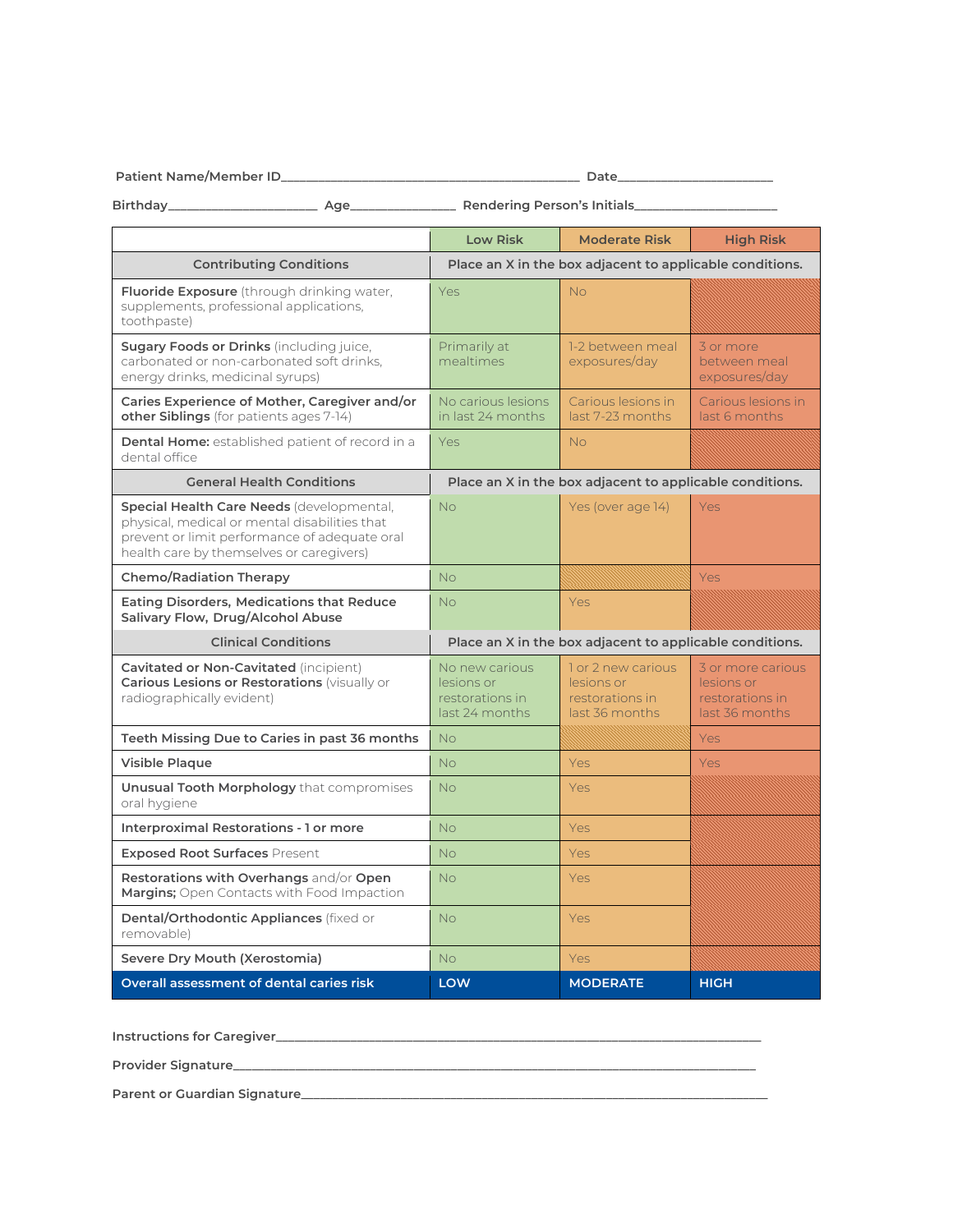Patient Name/Member ID\_\_\_\_\_\_\_\_\_\_\_\_\_\_\_\_\_\_\_\_\_\_\_\_\_\_\_\_\_\_\_\_\_\_\_\_\_\_\_\_\_\_\_\_ Date\_\_\_\_\_\_\_\_\_\_\_\_\_\_\_\_\_\_\_\_\_\_

Birthday\_\_\_\_\_\_\_\_\_\_\_\_\_\_\_\_\_\_\_\_\_\_ Age\_\_\_\_\_\_\_\_\_\_\_\_\_\_\_ Rendering Person's Initials\_\_\_\_\_\_\_\_\_\_\_\_\_\_\_\_\_\_\_\_\_

| | Low Risk | Moderate Risk | High Risk |
|---|---|---|---|
| **Contributing Conditions** | Place an X in the box adjacent to applicable conditions. | | |
| **Fluoride Exposure** (through drinking water, supplements, professional applications, toothpaste) | Yes | No | |
| **Sugary Foods or Drinks** (including juice, carbonated or non-carbonated soft drinks, energy drinks, medicinal syrups) | Primarily at mealtimes | 1-2 between meal exposures/day | 3 or more between meal exposures/day |
| **Caries Experience of Mother, Caregiver and/or other Siblings** (for patients ages 7-14) | No carious lesions in last 24 months | Carious lesions in last 7-23 months | Carious lesions in last 6 months |
| **Dental Home:** established patient of record in a dental office | Yes | No | |
| **General Health Conditions** | Place an X in the box adjacent to applicable conditions. | | |
| **Special Health Care Needs** (developmental, physical, medical or mental disabilities that prevent or limit performance of adequate oral health care by themselves or caregivers) | No | Yes (over age 14) | Yes |
| **Chemo/Radiation Therapy** | No | | Yes |
| **Eating Disorders, Medications that Reduce Salivary Flow, Drug/Alcohol Abuse** | No | Yes | |
| **Clinical Conditions** | Place an X in the box adjacent to applicable conditions. | | |
| **Cavitated or Non-Cavitated** (incipient) **Carious Lesions or Restorations** (visually or radiographically evident) | No new carious lesions or restorations in last 24 months | 1 or 2 new carious lesions or restorations in last 36 months | 3 or more carious lesions or restorations in last 36 months |
| **Teeth Missing Due to Caries in past 36 months** | No | | Yes |
| **Visible Plaque** | No | Yes | Yes |
| **Unusual Tooth Morphology** that compromises oral hygiene | No | Yes | |
| **Interproximal Restorations - 1 or more** | No | Yes | |
| **Exposed Root Surfaces** Present | No | Yes | |
| **Restorations with Overhangs** and/or **Open Margins;** Open Contacts with Food Impaction | No | Yes | |
| **Dental/Orthodontic Appliances** (fixed or removable) | No | Yes | |
| **Severe Dry Mouth (Xerostomia)** | No | Yes | |
| **Overall assessment of dental caries risk** | **LOW** | **MODERATE** | **HIGH** |

Instructions for Caregiver\_\_\_\_\_\_\_\_\_\_\_\_\_\_\_\_\_\_\_\_\_\_\_\_\_\_\_\_\_\_\_\_\_\_\_\_\_\_\_\_\_\_\_\_\_\_\_\_\_\_\_\_\_\_\_\_\_\_\_\_\_\_\_\_\_\_\_\_\_\_\_\_\_

Provider Signature\_\_\_\_\_\_\_\_\_\_\_\_\_\_\_\_\_\_\_\_\_\_\_\_\_\_\_\_\_\_\_\_\_\_\_\_\_\_\_\_\_\_\_\_\_\_\_\_\_\_\_\_\_\_\_\_\_\_\_\_\_\_\_\_\_\_\_\_\_\_\_\_\_\_\_\_\_\_

Parent or Guardian Signature\_\_\_\_\_\_\_\_\_\_\_\_\_\_\_\_\_\_\_\_\_\_\_\_\_\_\_\_\_\_\_\_\_\_\_\_\_\_\_\_\_\_\_\_\_\_\_\_\_\_\_\_\_\_\_\_\_\_\_\_\_\_\_\_\_\_\_\_\_\_\_